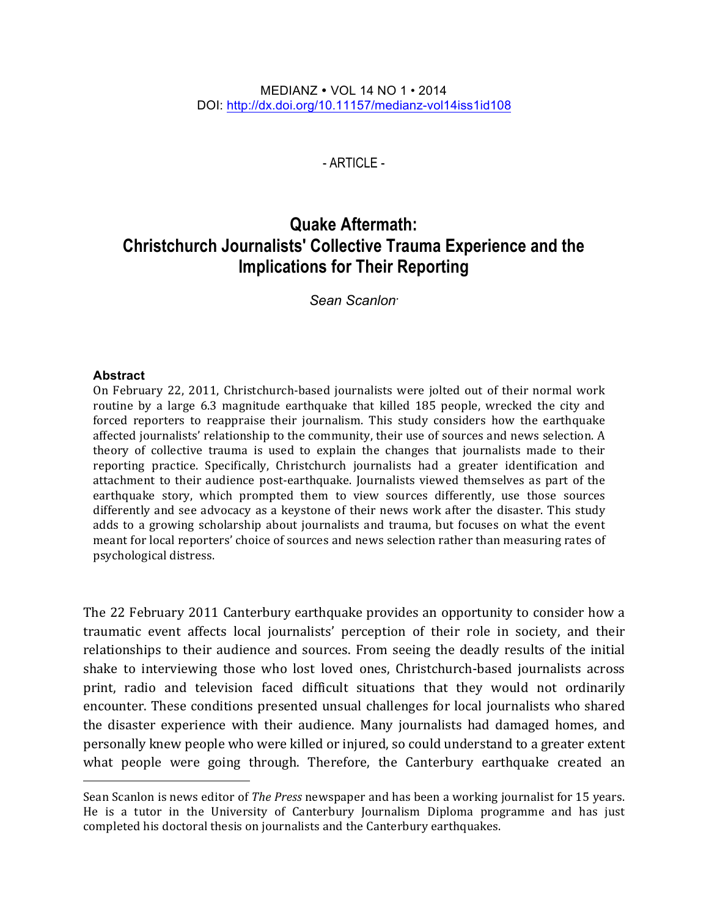- ARTICLE -

# Quake Aftermath: Christchurch Journalists' Collective Trauma Experience and the Implications for Their Reporting

*Sean Scanlon*

### Abstract

On February 22, 2011, Christchurch-based journalists were jolted out of their normal work routine by a large 6.3 magnitude earthquake that killed 185 people, wrecked the city and forced reporters to reappraise their journalism. This study considers how the earthquake affected journalists' relationship to the community, their use of sources and news selection. A theory of collective trauma is used to explain the changes that journalists made to their reporting practice. Specifically, Christchurch journalists had a greater identification and attachment to their audience post-earthquake. Journalists viewed themselves as part of the earthquake story, which prompted them to view sources differently, use those sources differently and see advocacy as a keystone of their news work after the disaster. This study adds to a growing scholarship about journalists and trauma, but focuses on what the event meant for local reporters' choice of sources and news selection rather than measuring rates of psychological distress.

The 22 February 2011 Canterbury earthquake provides an opportunity to consider how a traumatic event affects local journalists' perception of their role in society, and their relationships to their audience and sources. From seeing the deadly results of the initial shake to interviewing those who lost loved ones, Christchurch-based journalists across print, radio and television faced difficult situations that they would not ordinarily encounter. These conditions presented unusual challenges for local journalists who shared the disaster experience with their audience. Many journalists had damaged homes, and personally knew people who were killed or injured, so could understand to a greater extent what people were going through. Therefore, the Canterbury earthquake created an

---

Sean Scanlon is news editor of *The Press* newspaper and has been a working journalist for 15 years. He is a tutor in the University of Canterbury Journalism Diploma programme and has just completed his doctoral thesis on journalists and the Canterbury earthquakes.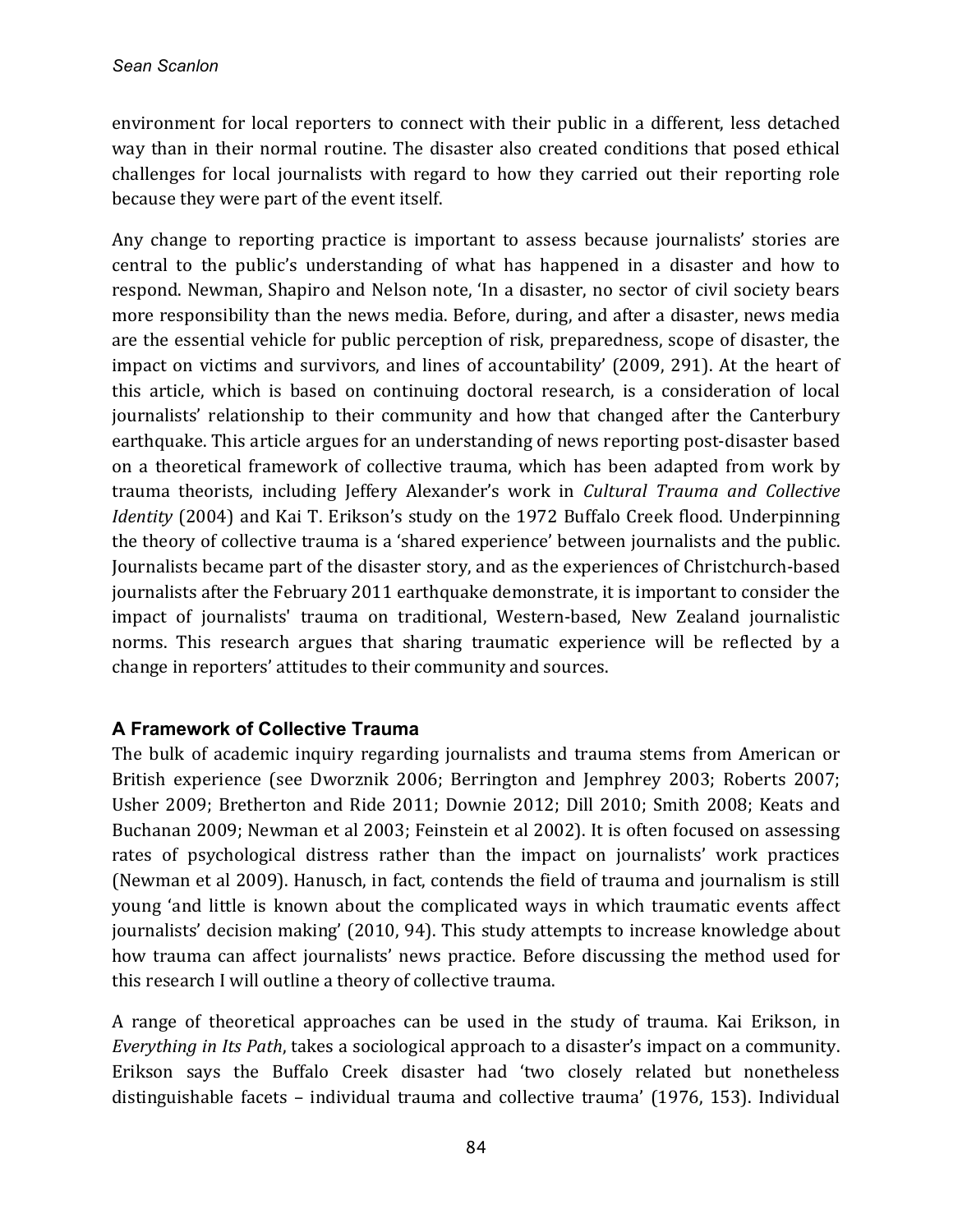environment for local reporters to connect with their public in a different, less detached way than in their normal routine. The disaster also created conditions that posed ethical challenges for local journalists with regard to how they carried out their reporting role because they were part of the event itself.

Any change to reporting practice is important to assess because journalists' stories are central to the public's understanding of what has happened in a disaster and how to respond. Newman, Shapiro and Nelson note, 'In a disaster, no sector of civil society bears more responsibility than the news media. Before, during, and after a disaster, news media are the essential vehicle for public perception of risk, preparedness, scope of disaster, the impact on victims and survivors, and lines of accountability' (2009, 291). At the heart of this article, which is based on continuing doctoral research, is a consideration of local journalists' relationship to their community and how that changed after the Canterbury earthquake. This article argues for an understanding of news reporting post-disaster based on a theoretical framework of collective trauma, which has been adapted from work by trauma theorists, including Jeffery Alexander's work in *Cultural Trauma and Collective Identity* (2004) and Kai T. Erikson's study on the 1972 Buffalo Creek flood. Underpinning the theory of collective trauma is a 'shared experience' between journalists and the public. Journalists became part of the disaster story, and as the experiences of Christchurch-based journalists after the February 2011 earthquake demonstrate, it is important to consider the impact of journalists' trauma on traditional, Western-based, New Zealand journalistic norms. This research argues that sharing traumatic experience will be reflected by a change in reporters' attitudes to their community and sources.

## A Framework of Collective Trauma

The bulk of academic inquiry regarding journalists and trauma stems from American or British experience (see Dworznik 2006; Berrington and Jemphrey 2003; Roberts 2007; Usher 2009; Bretherton and Ride 2011; Downie 2012; Dill 2010; Smith 2008; Keats and Buchanan 2009; Newman et al 2003; Feinstein et al 2002). It is often focused on assessing rates of psychological distress rather than the impact on journalists' work practices (Newman et al 2009). Hanusch, in fact, contends the field of trauma and journalism is still young 'and little is known about the complicated ways in which traumatic events affect journalists' decision making' (2010, 94). This study attempts to increase knowledge about how trauma can affect journalists' news practice. Before discussing the method used for this research I will outline a theory of collective trauma.

A range of theoretical approaches can be used in the study of trauma. Kai Erikson, in *Everything in Its Path*, takes a sociological approach to a disaster's impact on a community. Erikson says the Buffalo Creek disaster had 'two closely related but nonetheless distinguishable facets – individual trauma and collective trauma' (1976, 153). Individual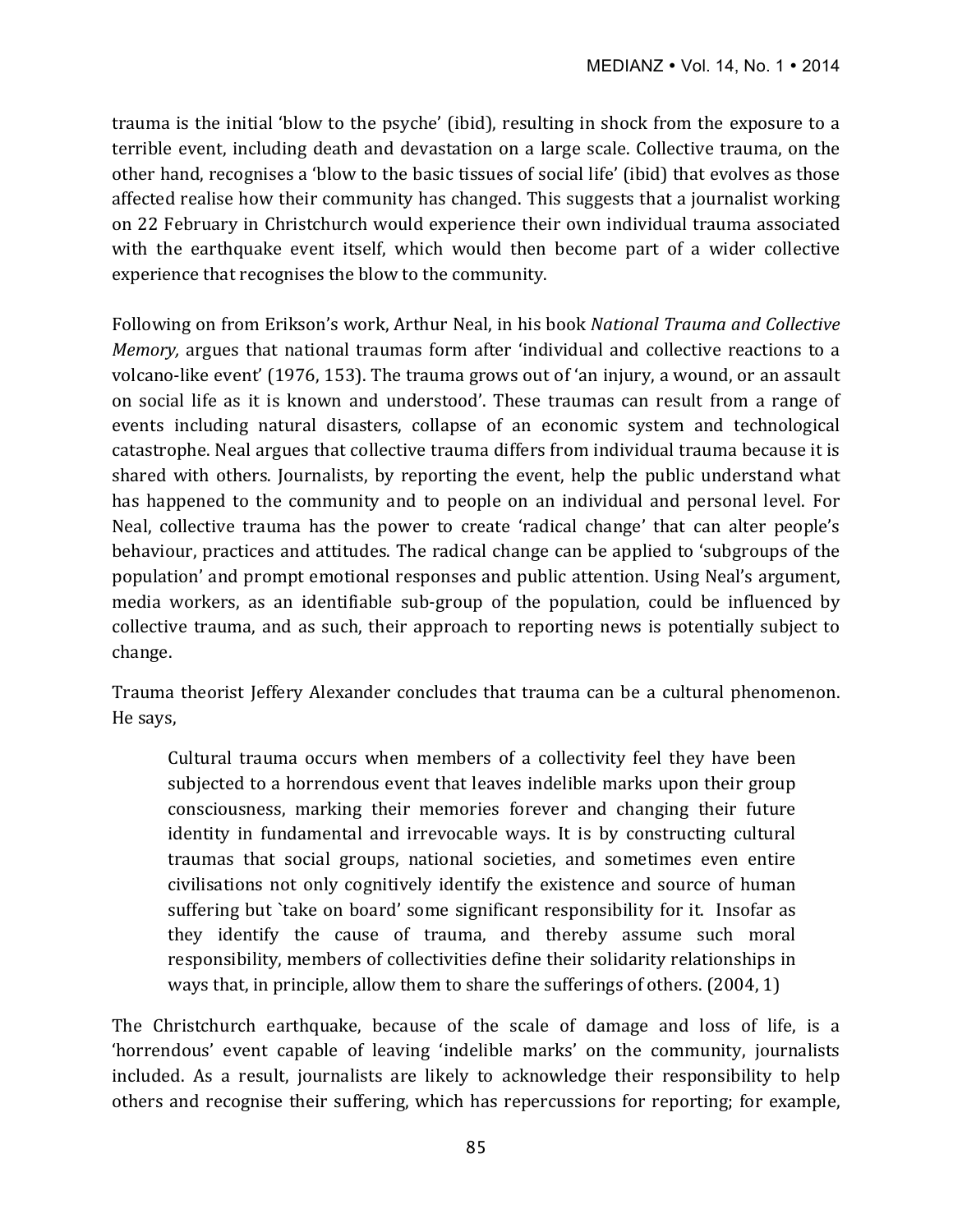trauma is the initial 'blow to the psyche' (ibid), resulting in shock from the exposure to a terrible event, including death and devastation on a large scale. Collective trauma, on the other hand, recognises a 'blow to the basic tissues of social life' (ibid) that evolves as those affected realise how their community has changed. This suggests that a journalist working on 22 February in Christchurch would experience their own individual trauma associated with the earthquake event itself, which would then become part of a wider collective experience that recognises the blow to the community.

Following on from Erikson's work, Arthur Neal, in his book *National Trauma and Collective Memory,* argues that national traumas form after 'individual and collective reactions to a volcano-like event' (1976, 153). The trauma grows out of 'an injury, a wound, or an assault on social life as it is known and understood'. These traumas can result from a range of events including natural disasters, collapse of an economic system and technological catastrophe. Neal argues that collective trauma differs from individual trauma because it is shared with others. Journalists, by reporting the event, help the public understand what has happened to the community and to people on an individual and personal level. For Neal, collective trauma has the power to create 'radical change' that can alter people's behaviour, practices and attitudes. The radical change can be applied to 'subgroups of the population' and prompt emotional responses and public attention. Using Neal's argument, media workers, as an identifiable sub-group of the population, could be influenced by collective trauma, and as such, their approach to reporting news is potentially subject to change.

Trauma theorist Jeffery Alexander concludes that trauma can be a cultural phenomenon. He says,

> Cultural trauma occurs when members of a collectivity feel they have been subjected to a horrendous event that leaves indelible marks upon their group consciousness, marking their memories forever and changing their future identity in fundamental and irrevocable ways. It is by constructing cultural traumas that social groups, national societies, and sometimes even entire civilisations not only cognitively identify the existence and source of human suffering but `take on board' some significant responsibility for it. Insofar as they identify the cause of trauma, and thereby assume such moral responsibility, members of collectivities define their solidarity relationships in ways that, in principle, allow them to share the sufferings of others. (2004, 1)

The Christchurch earthquake, because of the scale of damage and loss of life, is a 'horrendous' event capable of leaving 'indelible marks' on the community, journalists included. As a result, journalists are likely to acknowledge their responsibility to help others and recognise their suffering, which has repercussions for reporting; for example,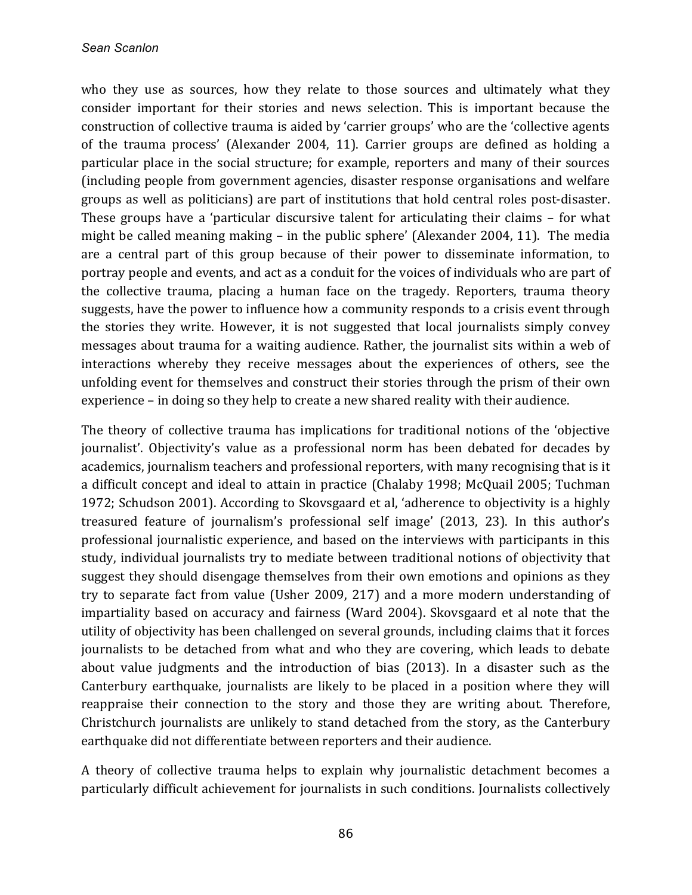who they use as sources, how they relate to those sources and ultimately what they consider important for their stories and news selection. This is important because the construction of collective trauma is aided by 'carrier groups' who are the 'collective agents of the trauma process' (Alexander 2004, 11). Carrier groups are defined as holding a particular place in the social structure; for example, reporters and many of their sources (including people from government agencies, disaster response organisations and welfare groups as well as politicians) are part of institutions that hold central roles post-disaster. These groups have a 'particular discursive talent for articulating their claims – for what might be called meaning making – in the public sphere' (Alexander 2004, 11). The media are a central part of this group because of their power to disseminate information, to portray people and events, and act as a conduit for the voices of individuals who are part of the collective trauma, placing a human face on the tragedy. Reporters, trauma theory suggests, have the power to influence how a community responds to a crisis event through the stories they write. However, it is not suggested that local journalists simply convey messages about trauma for a waiting audience. Rather, the journalist sits within a web of interactions whereby they receive messages about the experiences of others, see the unfolding event for themselves and construct their stories through the prism of their own experience – in doing so they help to create a new shared reality with their audience.

The theory of collective trauma has implications for traditional notions of the 'objective journalist'. Objectivity's value as a professional norm has been debated for decades by academics, journalism teachers and professional reporters, with many recognising that is it a difficult concept and ideal to attain in practice (Chalaby 1998; McQuail 2005; Tuchman 1972; Schudson 2001). According to Skovsgaard et al, 'adherence to objectivity is a highly treasured feature of journalism's professional self image' (2013, 23). In this author's professional journalistic experience, and based on the interviews with participants in this study, individual journalists try to mediate between traditional notions of objectivity that suggest they should disengage themselves from their own emotions and opinions as they try to separate fact from value (Usher 2009, 217) and a more modern understanding of impartiality based on accuracy and fairness (Ward 2004). Skovsgaard et al note that the utility of objectivity has been challenged on several grounds, including claims that it forces journalists to be detached from what and who they are covering, which leads to debate about value judgments and the introduction of bias (2013). In a disaster such as the Canterbury earthquake, journalists are likely to be placed in a position where they will reappraise their connection to the story and those they are writing about. Therefore, Christchurch journalists are unlikely to stand detached from the story, as the Canterbury earthquake did not differentiate between reporters and their audience.

A theory of collective trauma helps to explain why journalistic detachment becomes a particularly difficult achievement for journalists in such conditions. Journalists collectively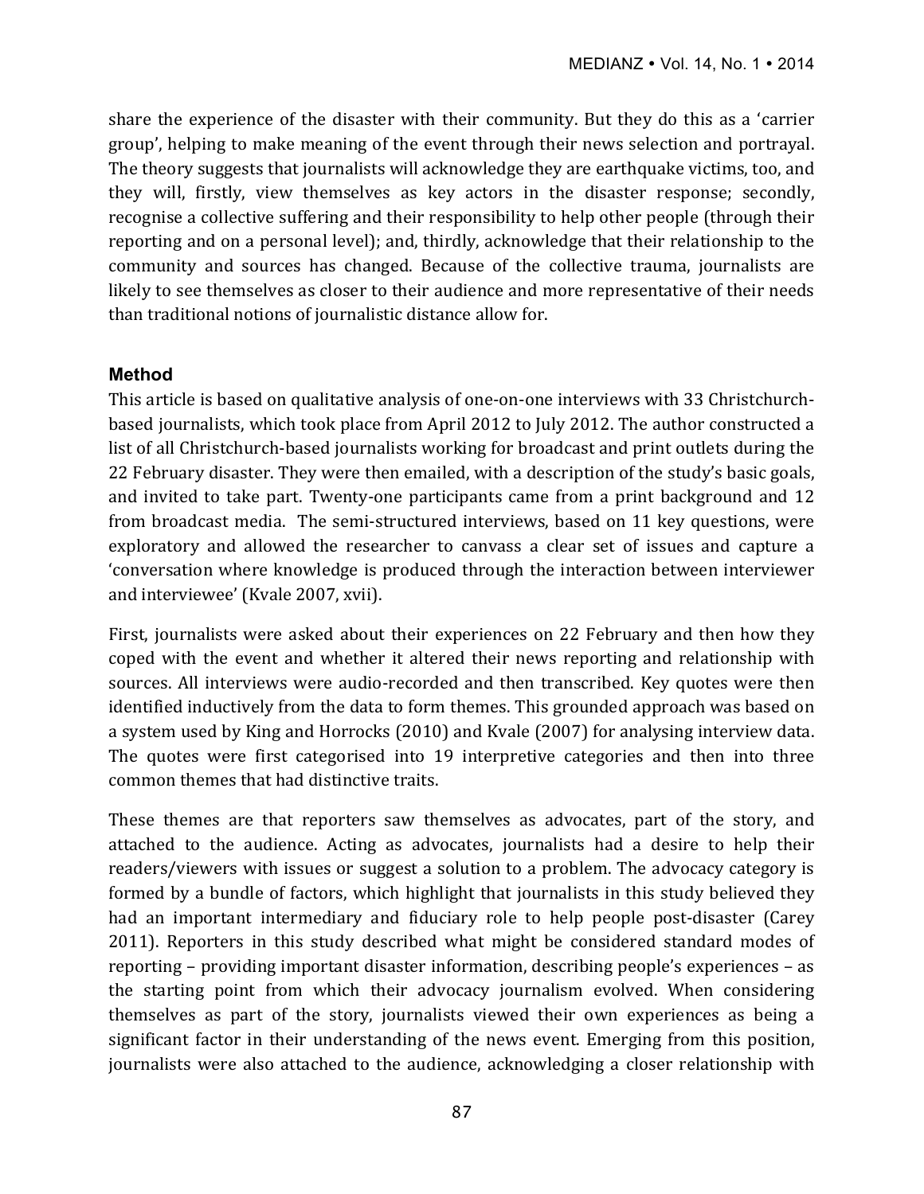share the experience of the disaster with their community. But they do this as a 'carrier group', helping to make meaning of the event through their news selection and portrayal. The theory suggests that journalists will acknowledge they are earthquake victims, too, and they will, firstly, view themselves as key actors in the disaster response; secondly, recognise a collective suffering and their responsibility to help other people (through their reporting and on a personal level); and, thirdly, acknowledge that their relationship to the community and sources has changed. Because of the collective trauma, journalists are likely to see themselves as closer to their audience and more representative of their needs than traditional notions of journalistic distance allow for.

## Method

This article is based on qualitative analysis of one-on-one interviews with 33 Christchurch-based journalists, which took place from April 2012 to July 2012. The author constructed a list of all Christchurch-based journalists working for broadcast and print outlets during the 22 February disaster. They were then emailed, with a description of the study's basic goals, and invited to take part. Twenty-one participants came from a print background and 12 from broadcast media. The semi-structured interviews, based on 11 key questions, were exploratory and allowed the researcher to canvass a clear set of issues and capture a 'conversation where knowledge is produced through the interaction between interviewer and interviewee' (Kvale 2007, xvii).

First, journalists were asked about their experiences on 22 February and then how they coped with the event and whether it altered their news reporting and relationship with sources. All interviews were audio-recorded and then transcribed. Key quotes were then identified inductively from the data to form themes. This grounded approach was based on a system used by King and Horrocks (2010) and Kvale (2007) for analysing interview data. The quotes were first categorised into 19 interpretive categories and then into three common themes that had distinctive traits.

These themes are that reporters saw themselves as advocates, part of the story, and attached to the audience. Acting as advocates, journalists had a desire to help their readers/viewers with issues or suggest a solution to a problem. The advocacy category is formed by a bundle of factors, which highlight that journalists in this study believed they had an important intermediary and fiduciary role to help people post-disaster (Carey 2011). Reporters in this study described what might be considered standard modes of reporting – providing important disaster information, describing people's experiences – as the starting point from which their advocacy journalism evolved. When considering themselves as part of the story, journalists viewed their own experiences as being a significant factor in their understanding of the news event. Emerging from this position, journalists were also attached to the audience, acknowledging a closer relationship with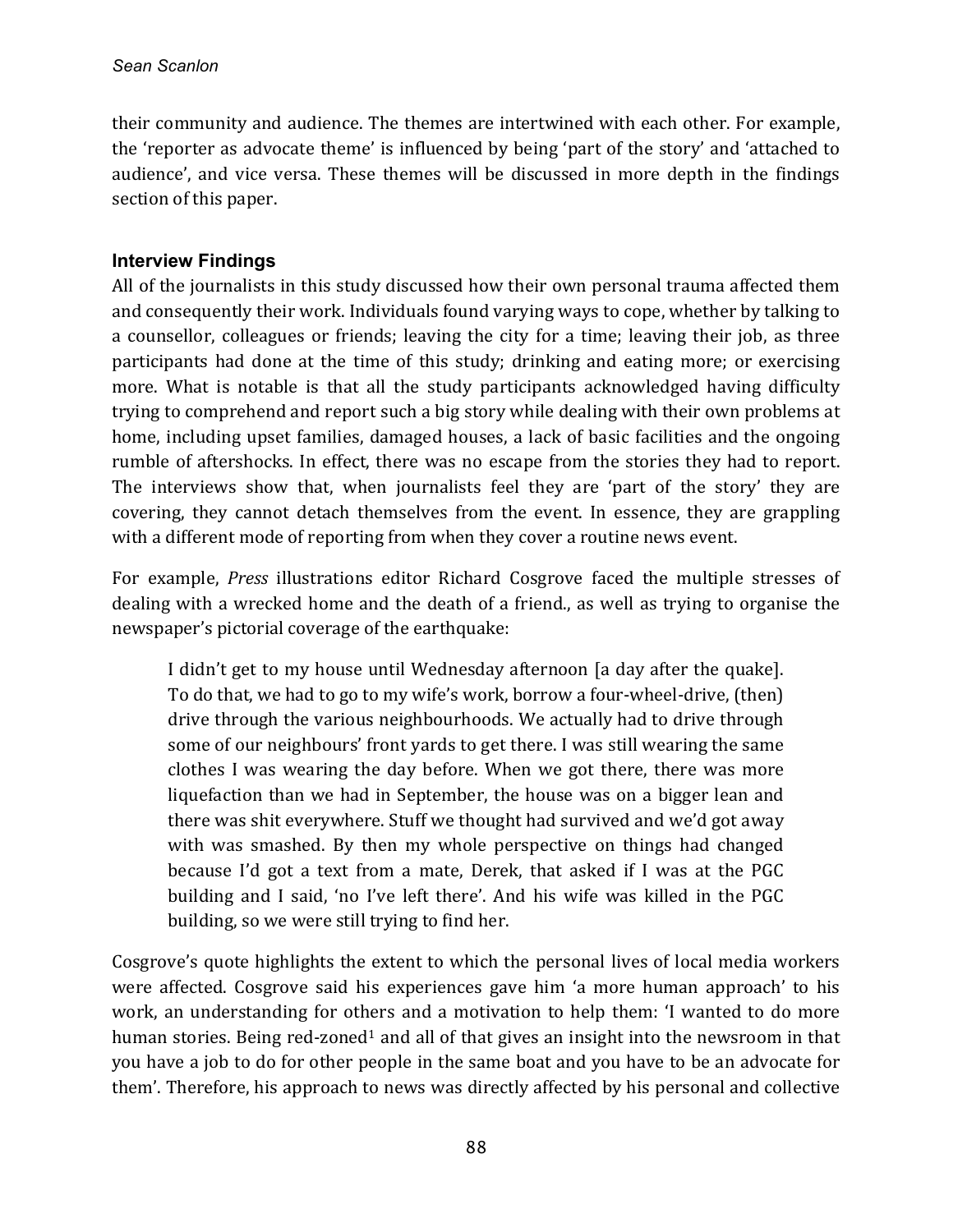their community and audience. The themes are intertwined with each other. For example, the 'reporter as advocate theme' is influenced by being 'part of the story' and 'attached to audience', and vice versa. These themes will be discussed in more depth in the findings section of this paper.

## Interview Findings

All of the journalists in this study discussed how their own personal trauma affected them and consequently their work. Individuals found varying ways to cope, whether by talking to a counsellor, colleagues or friends; leaving the city for a time; leaving their job, as three participants had done at the time of this study; drinking and eating more; or exercising more. What is notable is that all the study participants acknowledged having difficulty trying to comprehend and report such a big story while dealing with their own problems at home, including upset families, damaged houses, a lack of basic facilities and the ongoing rumble of aftershocks. In effect, there was no escape from the stories they had to report. The interviews show that, when journalists feel they are 'part of the story' they are covering, they cannot detach themselves from the event. In essence, they are grappling with a different mode of reporting from when they cover a routine news event.

For example, *Press* illustrations editor Richard Cosgrove faced the multiple stresses of dealing with a wrecked home and the death of a friend., as well as trying to organise the newspaper's pictorial coverage of the earthquake:

> I didn't get to my house until Wednesday afternoon [a day after the quake]. To do that, we had to go to my wife's work, borrow a four-wheel-drive, (then) drive through the various neighbourhoods. We actually had to drive through some of our neighbours' front yards to get there. I was still wearing the same clothes I was wearing the day before. When we got there, there was more liquefaction than we had in September, the house was on a bigger lean and there was shit everywhere. Stuff we thought had survived and we'd got away with was smashed. By then my whole perspective on things had changed because I'd got a text from a mate, Derek, that asked if I was at the PGC building and I said, 'no I've left there'. And his wife was killed in the PGC building, so we were still trying to find her.

Cosgrove's quote highlights the extent to which the personal lives of local media workers were affected. Cosgrove said his experiences gave him 'a more human approach' to his work, an understanding for others and a motivation to help them: 'I wanted to do more human stories. Being red-zoned[1] and all of that gives an insight into the newsroom in that you have a job to do for other people in the same boat and you have to be an advocate for them'. Therefore, his approach to news was directly affected by his personal and collective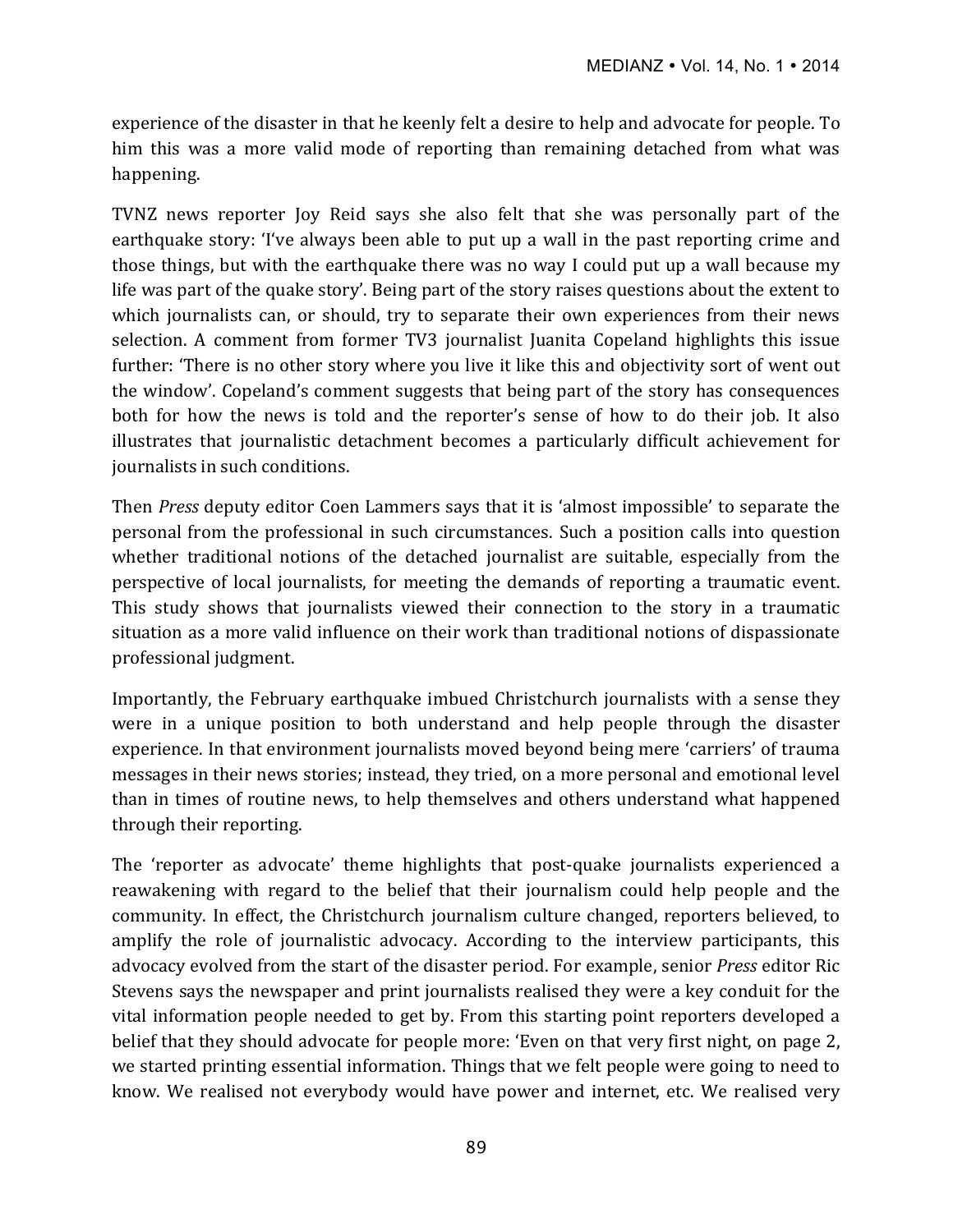experience of the disaster in that he keenly felt a desire to help and advocate for people. To him this was a more valid mode of reporting than remaining detached from what was happening.

TVNZ news reporter Joy Reid says she also felt that she was personally part of the earthquake story: 'I've always been able to put up a wall in the past reporting crime and those things, but with the earthquake there was no way I could put up a wall because my life was part of the quake story'. Being part of the story raises questions about the extent to which journalists can, or should, try to separate their own experiences from their news selection. A comment from former TV3 journalist Juanita Copeland highlights this issue further: 'There is no other story where you live it like this and objectivity sort of went out the window'. Copeland's comment suggests that being part of the story has consequences both for how the news is told and the reporter's sense of how to do their job. It also illustrates that journalistic detachment becomes a particularly difficult achievement for journalists in such conditions.

Then *Press* deputy editor Coen Lammers says that it is 'almost impossible' to separate the personal from the professional in such circumstances. Such a position calls into question whether traditional notions of the detached journalist are suitable, especially from the perspective of local journalists, for meeting the demands of reporting a traumatic event. This study shows that journalists viewed their connection to the story in a traumatic situation as a more valid influence on their work than traditional notions of dispassionate professional judgment.

Importantly, the February earthquake imbued Christchurch journalists with a sense they were in a unique position to both understand and help people through the disaster experience. In that environment journalists moved beyond being mere 'carriers' of trauma messages in their news stories; instead, they tried, on a more personal and emotional level than in times of routine news, to help themselves and others understand what happened through their reporting.

The 'reporter as advocate' theme highlights that post-quake journalists experienced a reawakening with regard to the belief that their journalism could help people and the community. In effect, the Christchurch journalism culture changed, reporters believed, to amplify the role of journalistic advocacy. According to the interview participants, this advocacy evolved from the start of the disaster period. For example, senior *Press* editor Ric Stevens says the newspaper and print journalists realised they were a key conduit for the vital information people needed to get by. From this starting point reporters developed a belief that they should advocate for people more: 'Even on that very first night, on page 2, we started printing essential information. Things that we felt people were going to need to know. We realised not everybody would have power and internet, etc. We realised very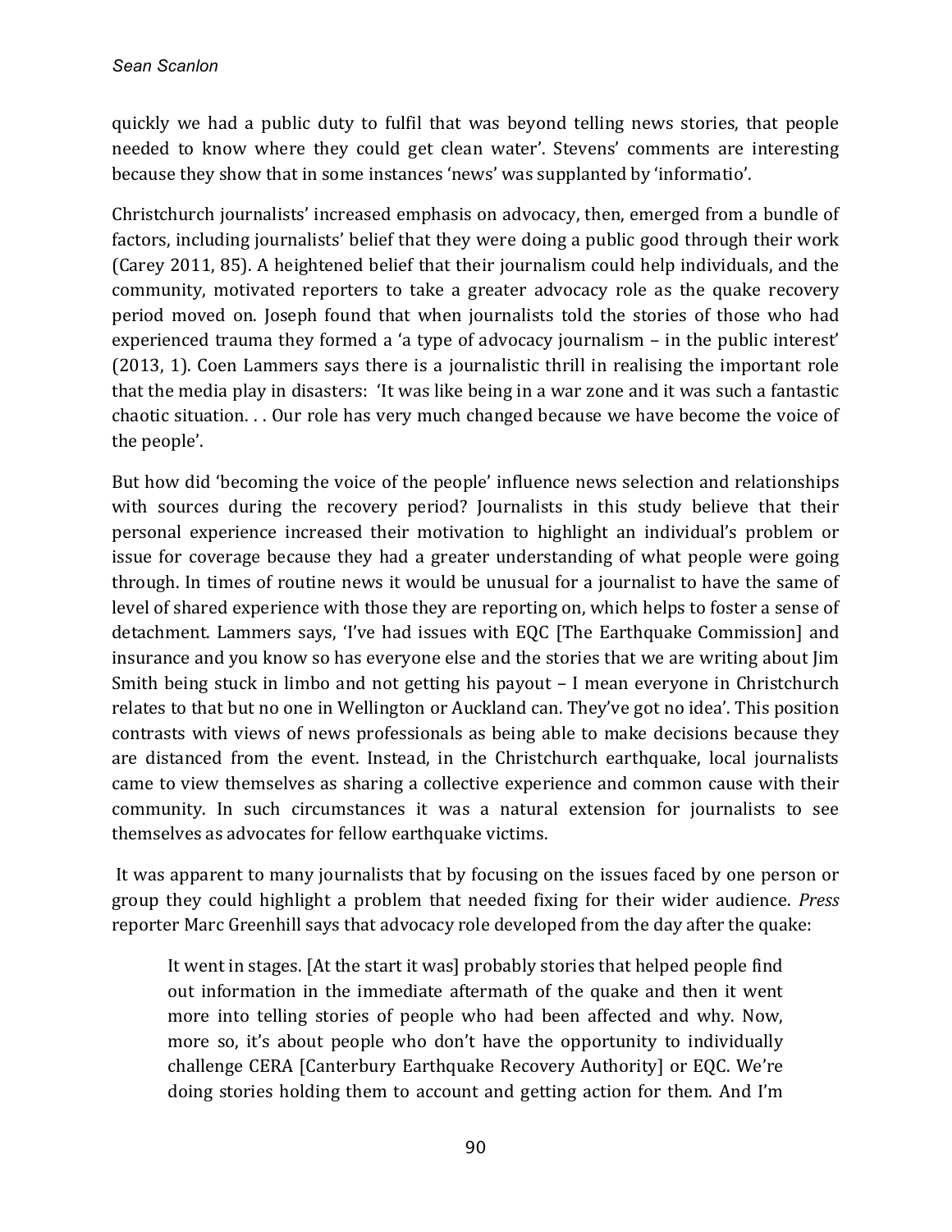quickly we had a public duty to fulfil that was beyond telling news stories, that people needed to know where they could get clean water'. Stevens' comments are interesting because they show that in some instances 'news' was supplanted by 'informatio'.

Christchurch journalists' increased emphasis on advocacy, then, emerged from a bundle of factors, including journalists' belief that they were doing a public good through their work (Carey 2011, 85). A heightened belief that their journalism could help individuals, and the community, motivated reporters to take a greater advocacy role as the quake recovery period moved on. Joseph found that when journalists told the stories of those who had experienced trauma they formed a 'a type of advocacy journalism – in the public interest' (2013, 1). Coen Lammers says there is a journalistic thrill in realising the important role that the media play in disasters: 'It was like being in a war zone and it was such a fantastic chaotic situation. . . Our role has very much changed because we have become the voice of the people'.

But how did 'becoming the voice of the people' influence news selection and relationships with sources during the recovery period? Journalists in this study believe that their personal experience increased their motivation to highlight an individual's problem or issue for coverage because they had a greater understanding of what people were going through. In times of routine news it would be unusual for a journalist to have the same of level of shared experience with those they are reporting on, which helps to foster a sense of detachment. Lammers says, 'I've had issues with EQC [The Earthquake Commission] and insurance and you know so has everyone else and the stories that we are writing about Jim Smith being stuck in limbo and not getting his payout – I mean everyone in Christchurch relates to that but no one in Wellington or Auckland can. They've got no idea'. This position contrasts with views of news professionals as being able to make decisions because they are distanced from the event. Instead, in the Christchurch earthquake, local journalists came to view themselves as sharing a collective experience and common cause with their community. In such circumstances it was a natural extension for journalists to see themselves as advocates for fellow earthquake victims.

It was apparent to many journalists that by focusing on the issues faced by one person or group they could highlight a problem that needed fixing for their wider audience. *Press* reporter Marc Greenhill says that advocacy role developed from the day after the quake:

> It went in stages. [At the start it was] probably stories that helped people find out information in the immediate aftermath of the quake and then it went more into telling stories of people who had been affected and why. Now, more so, it's about people who don't have the opportunity to individually challenge CERA [Canterbury Earthquake Recovery Authority] or EQC. We're doing stories holding them to account and getting action for them. And I'm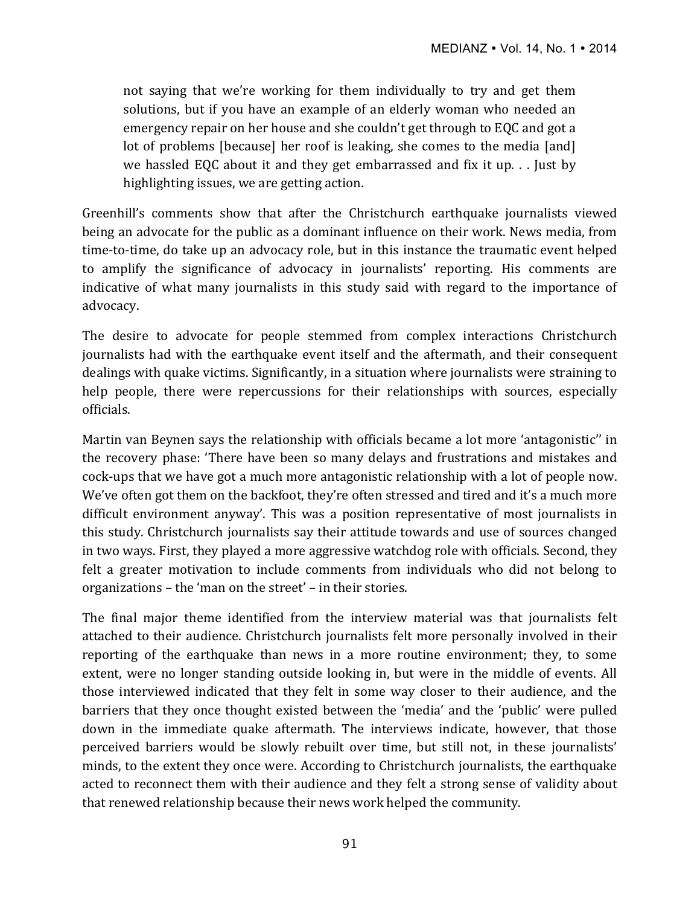> not saying that we're working for them individually to try and get them solutions, but if you have an example of an elderly woman who needed an emergency repair on her house and she couldn't get through to EQC and got a lot of problems [because] her roof is leaking, she comes to the media [and] we hassled EQC about it and they get embarrassed and fix it up. . . Just by highlighting issues, we are getting action.

Greenhill's comments show that after the Christchurch earthquake journalists viewed being an advocate for the public as a dominant influence on their work. News media, from time-to-time, do take up an advocacy role, but in this instance the traumatic event helped to amplify the significance of advocacy in journalists' reporting. His comments are indicative of what many journalists in this study said with regard to the importance of advocacy.

The desire to advocate for people stemmed from complex interactions Christchurch journalists had with the earthquake event itself and the aftermath, and their consequent dealings with quake victims. Significantly, in a situation where journalists were straining to help people, there were repercussions for their relationships with sources, especially officials.

Martin van Beynen says the relationship with officials became a lot more 'antagonistic'' in the recovery phase: 'There have been so many delays and frustrations and mistakes and cock-ups that we have got a much more antagonistic relationship with a lot of people now. We've often got them on the backfoot, they're often stressed and tired and it's a much more difficult environment anyway'. This was a position representative of most journalists in this study. Christchurch journalists say their attitude towards and use of sources changed in two ways. First, they played a more aggressive watchdog role with officials. Second, they felt a greater motivation to include comments from individuals who did not belong to organizations – the 'man on the street' – in their stories.

The final major theme identified from the interview material was that journalists felt attached to their audience. Christchurch journalists felt more personally involved in their reporting of the earthquake than news in a more routine environment; they, to some extent, were no longer standing outside looking in, but were in the middle of events. All those interviewed indicated that they felt in some way closer to their audience, and the barriers that they once thought existed between the 'media' and the 'public' were pulled down in the immediate quake aftermath. The interviews indicate, however, that those perceived barriers would be slowly rebuilt over time, but still not, in these journalists' minds, to the extent they once were. According to Christchurch journalists, the earthquake acted to reconnect them with their audience and they felt a strong sense of validity about that renewed relationship because their news work helped the community.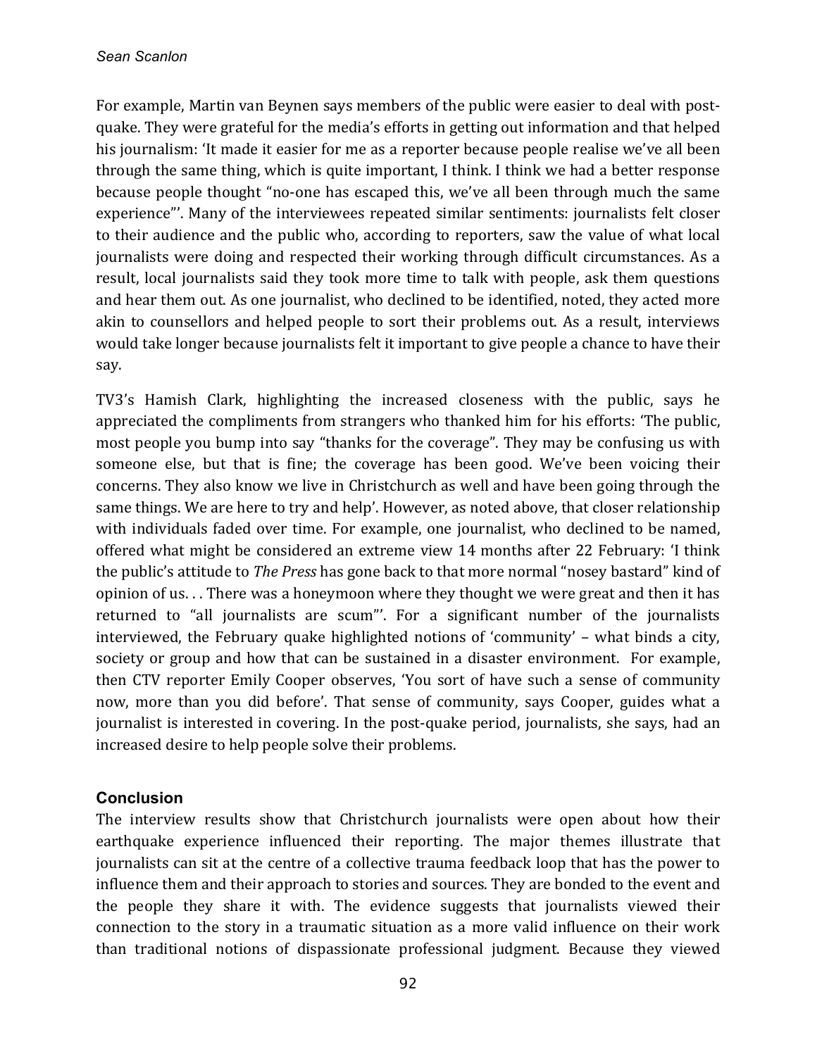For example, Martin van Beynen says members of the public were easier to deal with post-quake. They were grateful for the media's efforts in getting out information and that helped his journalism: 'It made it easier for me as a reporter because people realise we've all been through the same thing, which is quite important, I think. I think we had a better response because people thought "no-one has escaped this, we've all been through much the same experience"'. Many of the interviewees repeated similar sentiments: journalists felt closer to their audience and the public who, according to reporters, saw the value of what local journalists were doing and respected their working through difficult circumstances. As a result, local journalists said they took more time to talk with people, ask them questions and hear them out. As one journalist, who declined to be identified, noted, they acted more akin to counsellors and helped people to sort their problems out. As a result, interviews would take longer because journalists felt it important to give people a chance to have their say.

TV3's Hamish Clark, highlighting the increased closeness with the public, says he appreciated the compliments from strangers who thanked him for his efforts: 'The public, most people you bump into say "thanks for the coverage". They may be confusing us with someone else, but that is fine; the coverage has been good. We've been voicing their concerns. They also know we live in Christchurch as well and have been going through the same things. We are here to try and help'. However, as noted above, that closer relationship with individuals faded over time. For example, one journalist, who declined to be named, offered what might be considered an extreme view 14 months after 22 February: 'I think the public's attitude to *The Press* has gone back to that more normal "nosey bastard" kind of opinion of us. . . There was a honeymoon where they thought we were great and then it has returned to "all journalists are scum"'. For a significant number of the journalists interviewed, the February quake highlighted notions of 'community' – what binds a city, society or group and how that can be sustained in a disaster environment. For example, then CTV reporter Emily Cooper observes, 'You sort of have such a sense of community now, more than you did before'. That sense of community, says Cooper, guides what a journalist is interested in covering. In the post-quake period, journalists, she says, had an increased desire to help people solve their problems.

## Conclusion

The interview results show that Christchurch journalists were open about how their earthquake experience influenced their reporting. The major themes illustrate that journalists can sit at the centre of a collective trauma feedback loop that has the power to influence them and their approach to stories and sources. They are bonded to the event and the people they share it with. The evidence suggests that journalists viewed their connection to the story in a traumatic situation as a more valid influence on their work than traditional notions of dispassionate professional judgment. Because they viewed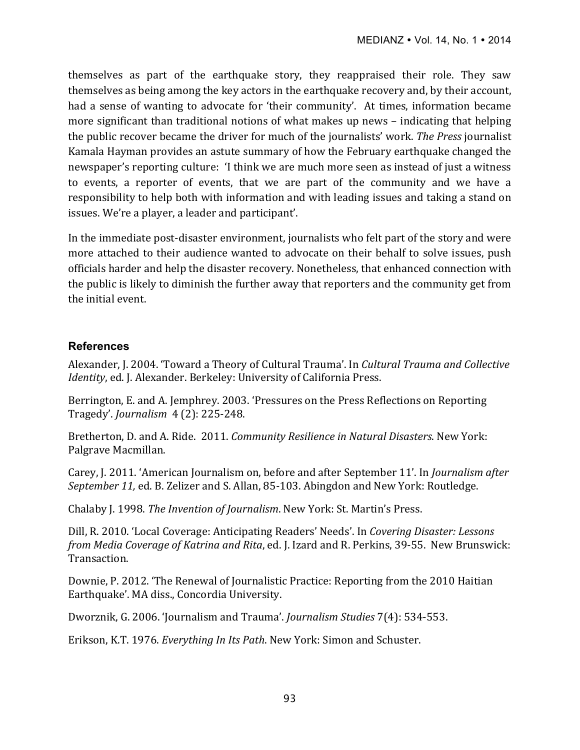themselves as part of the earthquake story, they reappraised their role. They saw themselves as being among the key actors in the earthquake recovery and, by their account, had a sense of wanting to advocate for 'their community'. At times, information became more significant than traditional notions of what makes up news – indicating that helping the public recover became the driver for much of the journalists' work. *The Press* journalist Kamala Hayman provides an astute summary of how the February earthquake changed the newspaper's reporting culture: 'I think we are much more seen as instead of just a witness to events, a reporter of events, that we are part of the community and we have a responsibility to help both with information and with leading issues and taking a stand on issues. We're a player, a leader and participant'.

In the immediate post-disaster environment, journalists who felt part of the story and were more attached to their audience wanted to advocate on their behalf to solve issues, push officials harder and help the disaster recovery. Nonetheless, that enhanced connection with the public is likely to diminish the further away that reporters and the community get from the initial event.

## References

Alexander, J. 2004. 'Toward a Theory of Cultural Trauma'. In *Cultural Trauma and Collective Identity*, ed. J. Alexander. Berkeley: University of California Press.

Berrington, E. and A. Jemphrey. 2003. 'Pressures on the Press Reflections on Reporting Tragedy'. *Journalism* 4 (2): 225-248.

Bretherton, D. and A. Ride. 2011. *Community Resilience in Natural Disasters*. New York: Palgrave Macmillan.

Carey, J. 2011. 'American Journalism on, before and after September 11'. In *Journalism after September 11,* ed. B. Zelizer and S. Allan, 85-103. Abingdon and New York: Routledge.

Chalaby J. 1998. *The Invention of Journalism*. New York: St. Martin's Press.

Dill, R. 2010. 'Local Coverage: Anticipating Readers' Needs'. In *Covering Disaster: Lessons from Media Coverage of Katrina and Rita*, ed. J. Izard and R. Perkins, 39-55. New Brunswick: Transaction.

Downie, P. 2012. 'The Renewal of Journalistic Practice: Reporting from the 2010 Haitian Earthquake'. MA diss., Concordia University.

Dworznik, G. 2006. 'Journalism and Trauma'. *Journalism Studies* 7(4): 534-553.

Erikson, K.T. 1976. *Everything In Its Path*. New York: Simon and Schuster.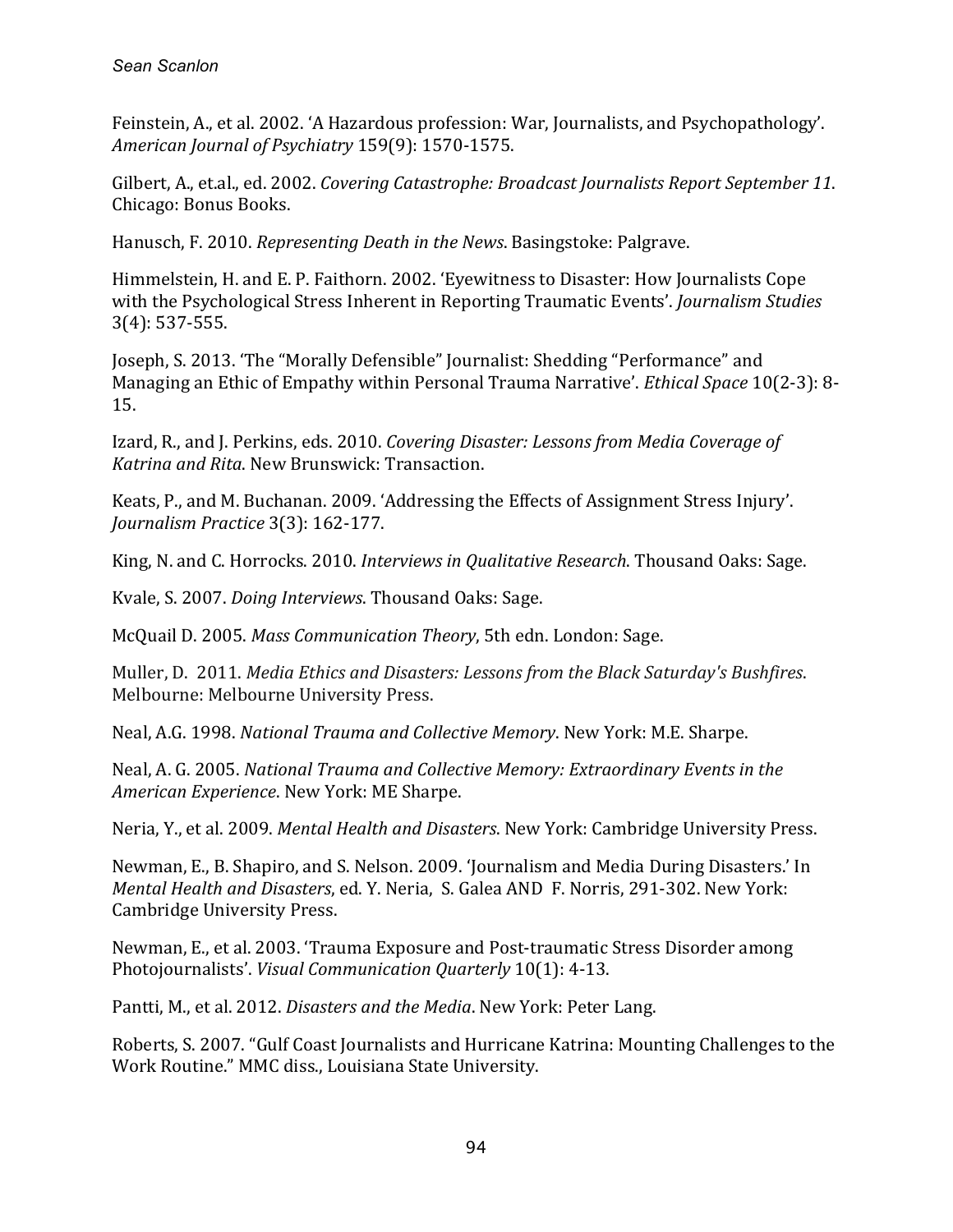Feinstein, A., et al. 2002. 'A Hazardous profession: War, Journalists, and Psychopathology'. *American Journal of Psychiatry* 159(9): 1570-1575.

Gilbert, A., et.al., ed. 2002. *Covering Catastrophe: Broadcast Journalists Report September 11*. Chicago: Bonus Books.

Hanusch, F. 2010. *Representing Death in the News*. Basingstoke: Palgrave.

Himmelstein, H. and E. P. Faithorn. 2002. 'Eyewitness to Disaster: How Journalists Cope with the Psychological Stress Inherent in Reporting Traumatic Events'. *Journalism Studies* 3(4): 537-555.

Joseph, S. 2013. 'The "Morally Defensible" Journalist: Shedding "Performance" and Managing an Ethic of Empathy within Personal Trauma Narrative'. *Ethical Space* 10(2-3): 8-15.

Izard, R., and J. Perkins, eds. 2010. *Covering Disaster: Lessons from Media Coverage of Katrina and Rita*. New Brunswick: Transaction.

Keats, P., and M. Buchanan. 2009. 'Addressing the Effects of Assignment Stress Injury'. *Journalism Practice* 3(3): 162-177.

King, N. and C. Horrocks. 2010. *Interviews in Qualitative Research*. Thousand Oaks: Sage.

Kvale, S. 2007. *Doing Interviews*. Thousand Oaks: Sage.

McQuail D. 2005. *Mass Communication Theory*, 5th edn. London: Sage.

Muller, D. 2011. *Media Ethics and Disasters: Lessons from the Black Saturday's Bushfires*. Melbourne: Melbourne University Press.

Neal, A.G. 1998. *National Trauma and Collective Memory*. New York: M.E. Sharpe.

Neal, A. G. 2005. *National Trauma and Collective Memory: Extraordinary Events in the American Experience*. New York: ME Sharpe.

Neria, Y., et al. 2009. *Mental Health and Disasters*. New York: Cambridge University Press.

Newman, E., B. Shapiro, and S. Nelson. 2009. 'Journalism and Media During Disasters.' In *Mental Health and Disasters*, ed. Y. Neria, S. Galea AND F. Norris, 291-302. New York: Cambridge University Press.

Newman, E., et al. 2003. 'Trauma Exposure and Post-traumatic Stress Disorder among Photojournalists'. *Visual Communication Quarterly* 10(1): 4-13.

Pantti, M., et al. 2012. *Disasters and the Media*. New York: Peter Lang.

Roberts, S. 2007. "Gulf Coast Journalists and Hurricane Katrina: Mounting Challenges to the Work Routine." MMC diss., Louisiana State University.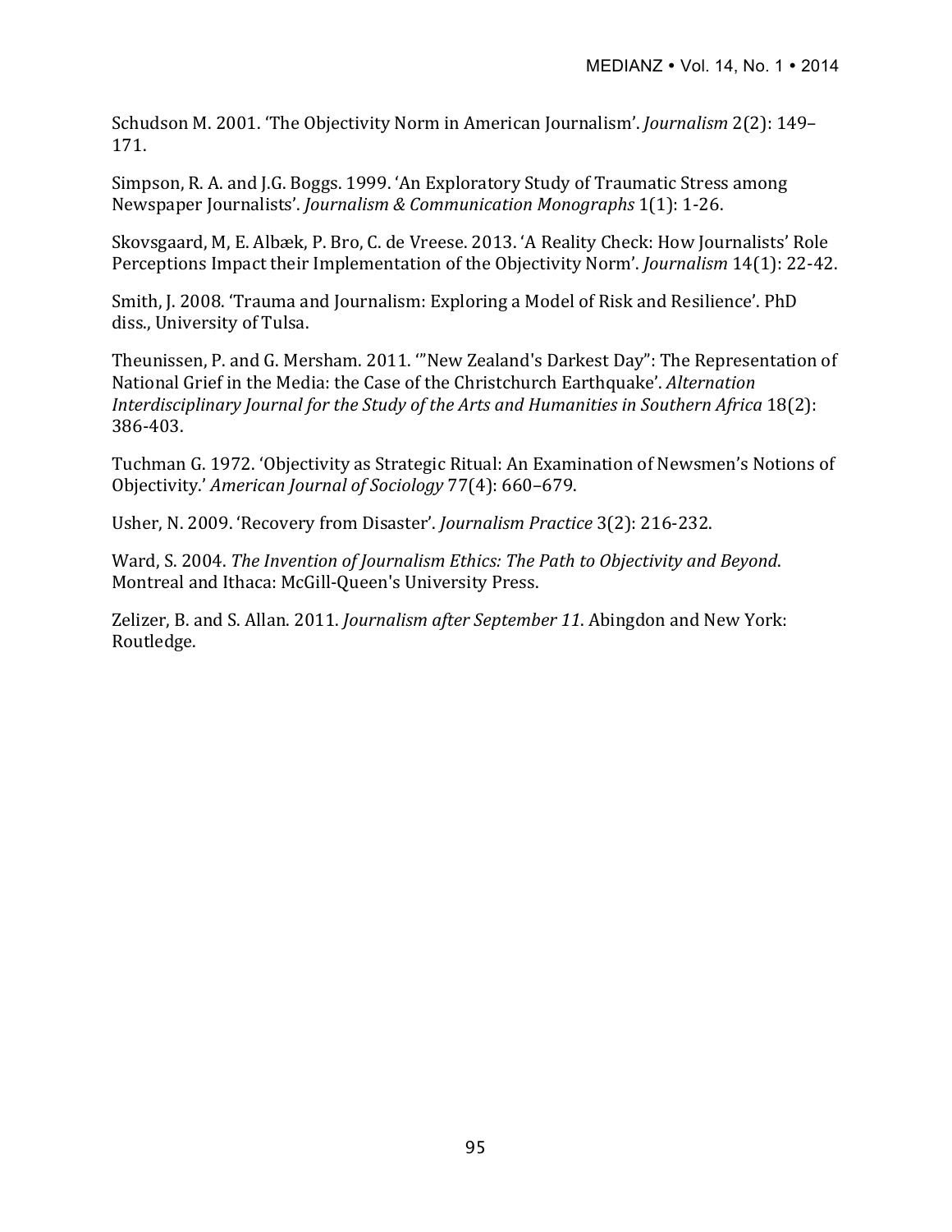Schudson M. 2001. 'The Objectivity Norm in American Journalism'. *Journalism* 2(2): 149–171.

Simpson, R. A. and J.G. Boggs. 1999. 'An Exploratory Study of Traumatic Stress among Newspaper Journalists'. *Journalism & Communication Monographs* 1(1): 1-26.

Skovsgaard, M, E. Albæk, P. Bro, C. de Vreese. 2013. 'A Reality Check: How Journalists' Role Perceptions Impact their Implementation of the Objectivity Norm'. *Journalism* 14(1): 22-42.

Smith, J. 2008. 'Trauma and Journalism: Exploring a Model of Risk and Resilience'. PhD diss., University of Tulsa.

Theunissen, P. and G. Mersham. 2011. '"New Zealand's Darkest Day": The Representation of National Grief in the Media: the Case of the Christchurch Earthquake'. *Alternation Interdisciplinary Journal for the Study of the Arts and Humanities in Southern Africa* 18(2): 386-403.

Tuchman G. 1972. 'Objectivity as Strategic Ritual: An Examination of Newsmen's Notions of Objectivity.' *American Journal of Sociology* 77(4): 660–679.

Usher, N. 2009. 'Recovery from Disaster'. *Journalism Practice* 3(2): 216-232.

Ward, S. 2004. *The Invention of Journalism Ethics: The Path to Objectivity and Beyond*. Montreal and Ithaca: McGill-Queen's University Press.

Zelizer, B. and S. Allan. 2011. *Journalism after September 11*. Abingdon and New York: Routledge.